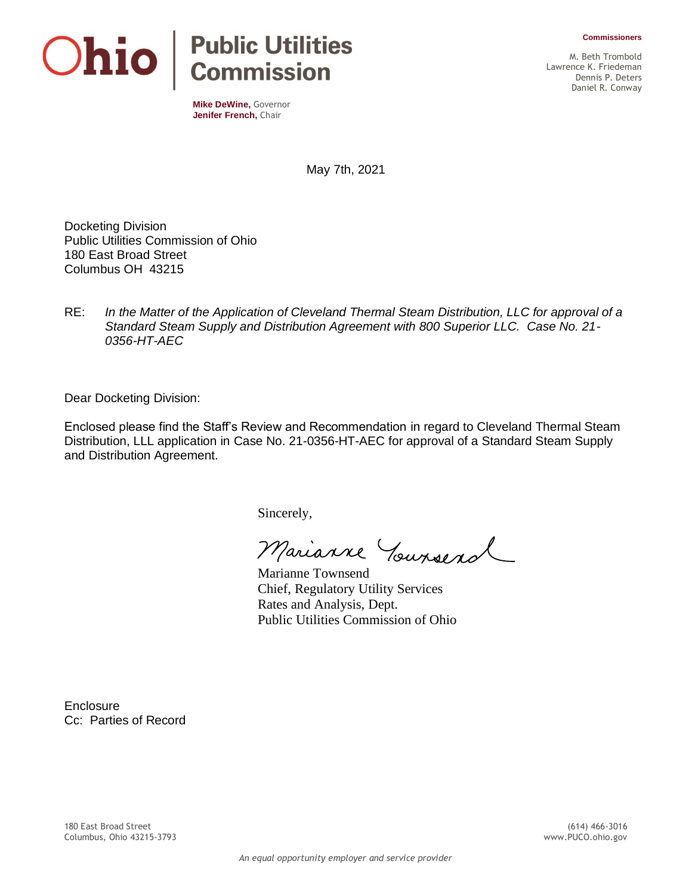**Ohio | Public Utilities Commission**

**Mike DeWine,** Governor
**Jenifer French,** Chair

**Commissioners**

M. Beth Trombold
Lawrence K. Friedeman
Dennis P. Deters
Daniel R. Conway

May 7th, 2021

Docketing Division
Public Utilities Commission of Ohio
180 East Broad Street
Columbus OH 43215

RE: *In the Matter of the Application of Cleveland Thermal Steam Distribution, LLC for approval of a Standard Steam Supply and Distribution Agreement with 800 Superior LLC. Case No. 21-0356-HT-AEC*

Dear Docketing Division:

Enclosed please find the Staff's Review and Recommendation in regard to Cleveland Thermal Steam Distribution, LLL application in Case No. 21-0356-HT-AEC for approval of a Standard Steam Supply and Distribution Agreement.

Sincerely,

Marianne Townsend
Chief, Regulatory Utility Services
Rates and Analysis, Dept.
Public Utilities Commission of Ohio

Enclosure
Cc: Parties of Record

180 East Broad Street
Columbus, Ohio 43215-3793

(614) 466-3016
www.PUCO.ohio.gov

*An equal opportunity employer and service provider*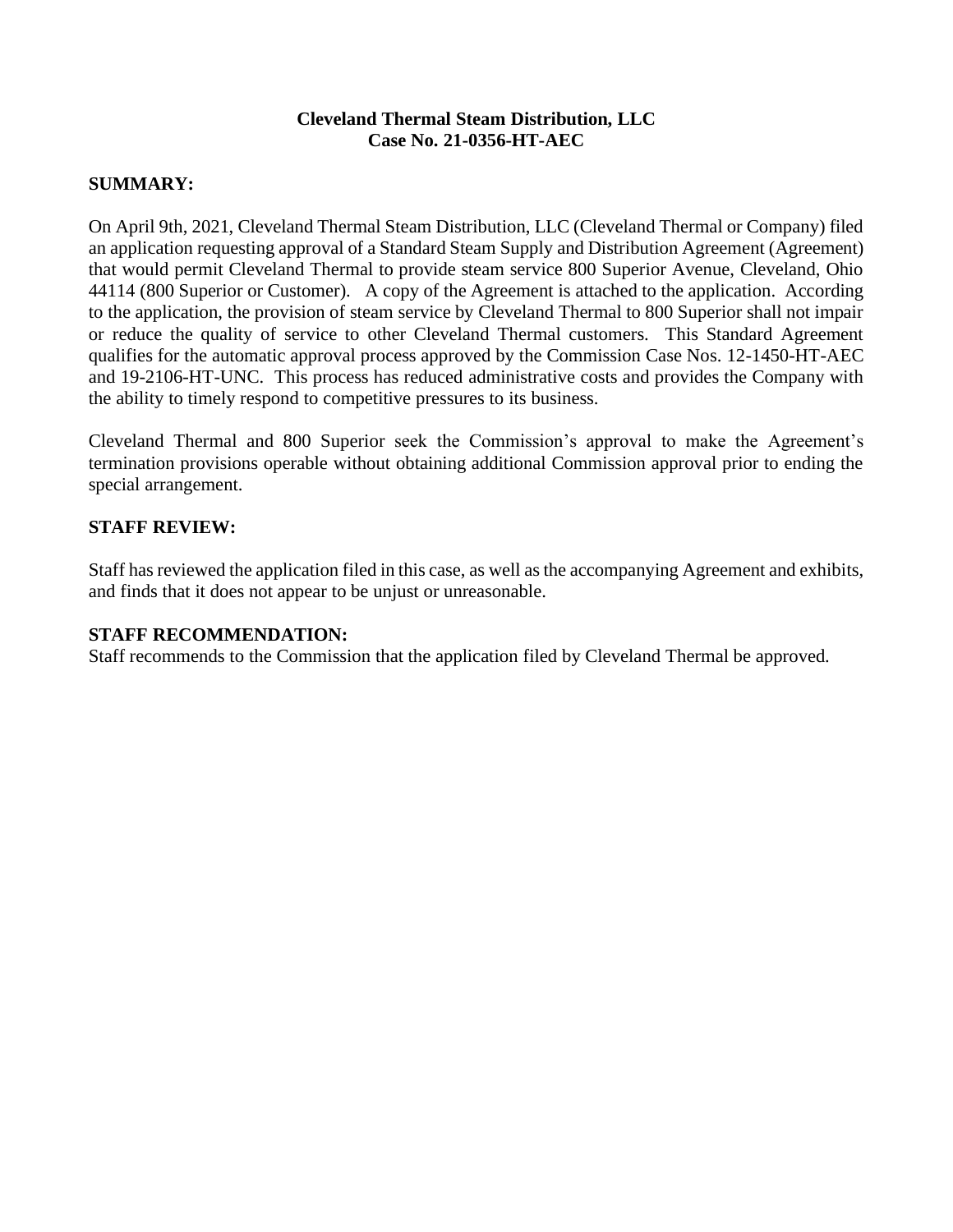**Cleveland Thermal Steam Distribution, LLC**
**Case No. 21-0356-HT-AEC**

## SUMMARY:

On April 9th, 2021, Cleveland Thermal Steam Distribution, LLC (Cleveland Thermal or Company) filed an application requesting approval of a Standard Steam Supply and Distribution Agreement (Agreement) that would permit Cleveland Thermal to provide steam service 800 Superior Avenue, Cleveland, Ohio 44114 (800 Superior or Customer). A copy of the Agreement is attached to the application. According to the application, the provision of steam service by Cleveland Thermal to 800 Superior shall not impair or reduce the quality of service to other Cleveland Thermal customers. This Standard Agreement qualifies for the automatic approval process approved by the Commission Case Nos. 12-1450-HT-AEC and 19-2106-HT-UNC. This process has reduced administrative costs and provides the Company with the ability to timely respond to competitive pressures to its business.

Cleveland Thermal and 800 Superior seek the Commission's approval to make the Agreement's termination provisions operable without obtaining additional Commission approval prior to ending the special arrangement.

## STAFF REVIEW:

Staff has reviewed the application filed in this case, as well as the accompanying Agreement and exhibits, and finds that it does not appear to be unjust or unreasonable.

## STAFF RECOMMENDATION:

Staff recommends to the Commission that the application filed by Cleveland Thermal be approved.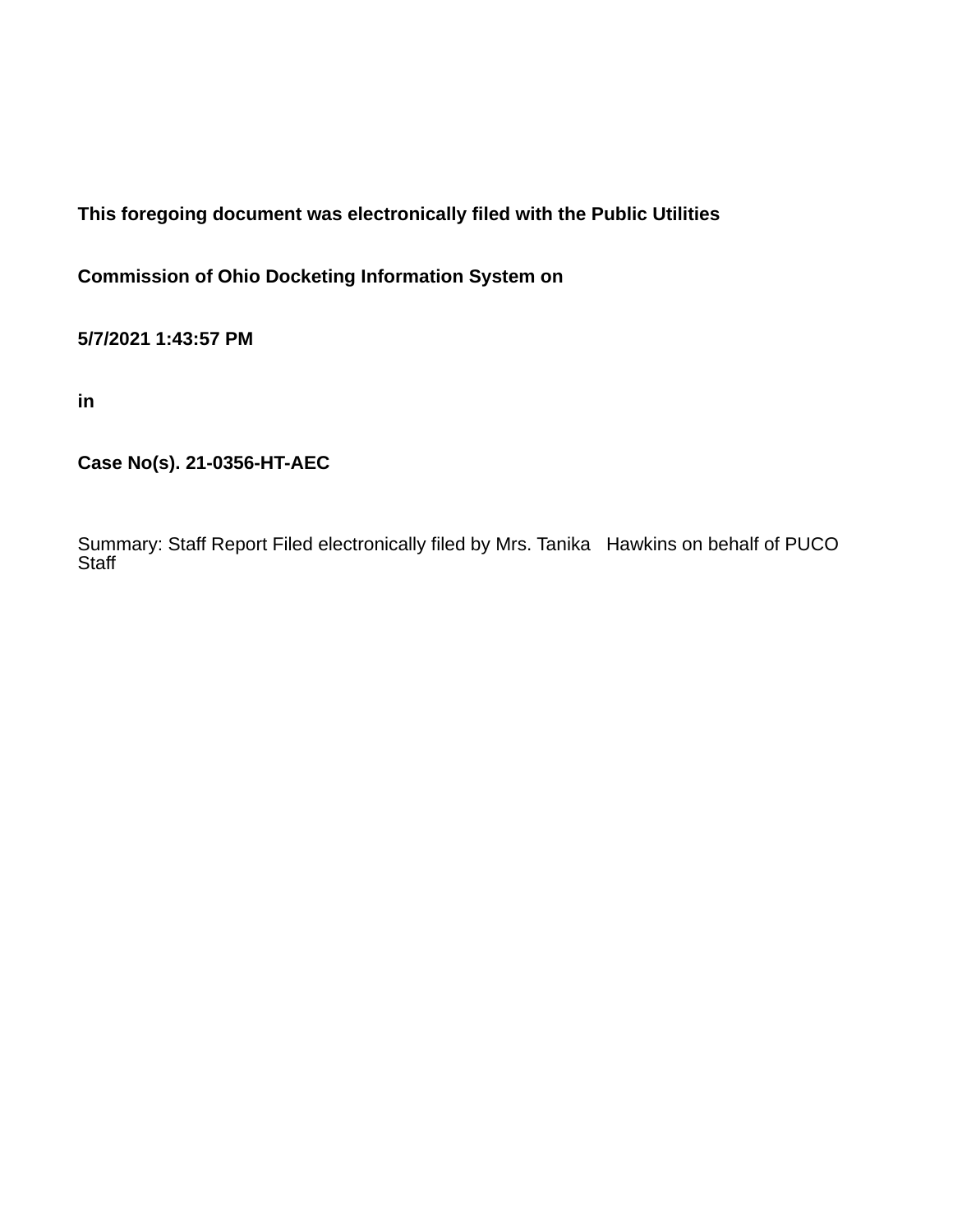**This foregoing document was electronically filed with the Public Utilities**

**Commission of Ohio Docketing Information System on**

**5/7/2021 1:43:57 PM**

**in**

**Case No(s). 21-0356-HT-AEC**

Summary: Staff Report Filed electronically filed by Mrs. Tanika Hawkins on behalf of PUCO Staff